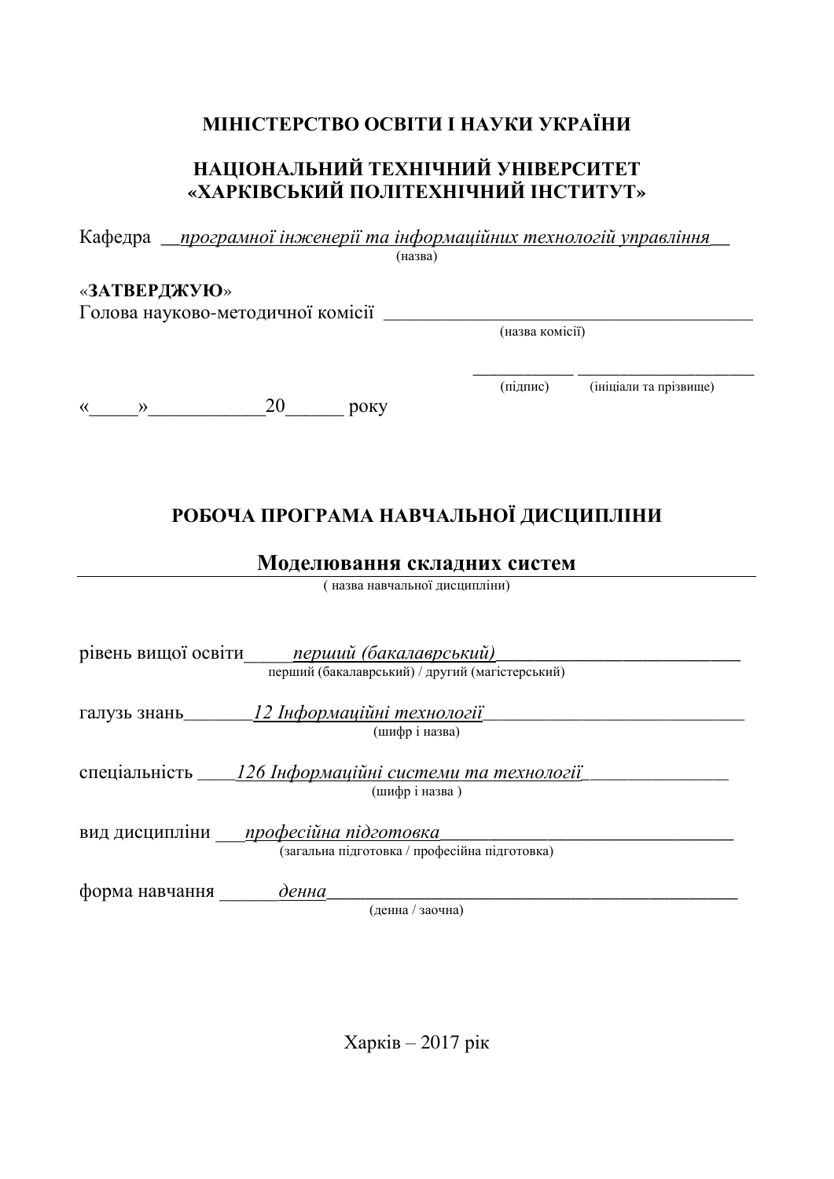**МІНІСТЕРСТВО ОСВІТИ І НАУКИ УКРАЇНИ**

**НАЦІОНАЛЬНИЙ ТЕХНІЧНИЙ УНІВЕРСИТЕТ «ХАРКІВСЬКИЙ ПОЛІТЕХНІЧНИЙ ІНСТИТУТ»**

Кафедра __*програмної інженерії та інформаційних технологій управління*__
(назва)

«**ЗАТВЕРДЖУЮ**»
Голова науково-методичної комісії ______________________________________
(назва комісії)

___________ ____________________
(підпис) (ініціали та прізвище)

«_____»____________20______ року

## РОБОЧА ПРОГРАМА НАВЧАЛЬНОЇ ДИСЦИПЛІНИ

## Моделювання складних систем

( назва навчальної дисципліни)

рівень вищої освіти_____*перший (бакалаврський)*__________________________
перший (бакалаврський) / другий (магістерський)

галузь знань_______*12 Інформаційні технології*___________________________
(шифр і назва)

спеціальність ____*126 Інформаційні системи та технології*_______________
(шифр і назва )

вид дисципліни ___*професійна підготовка*______________________________
(загальна підготовка / професійна підготовка)

форма навчання ______*денна*____________________________________________
(денна / заочна)

Харків – 2017 рік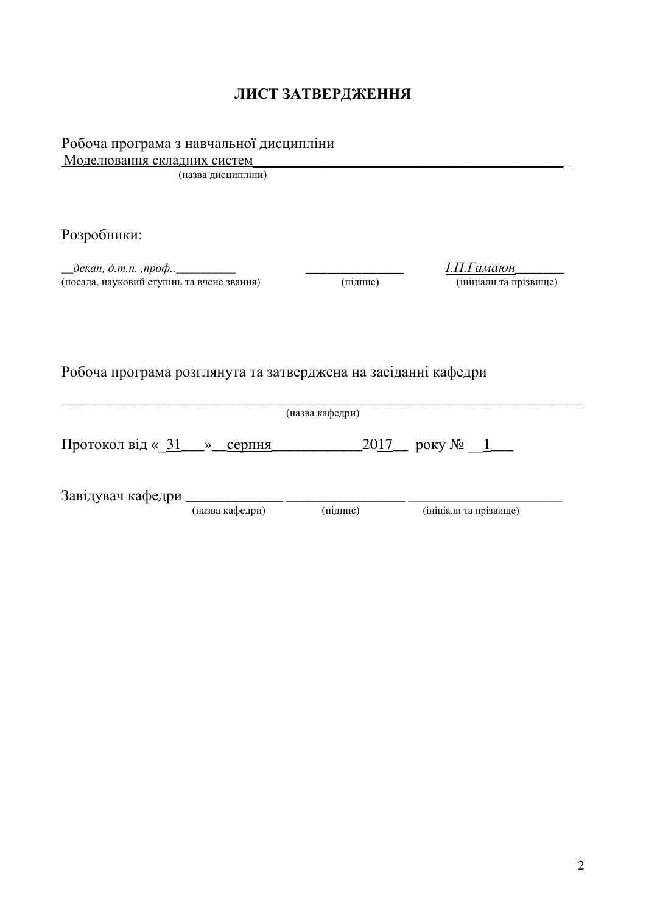# ЛИСТ ЗАТВЕРДЖЕННЯ

Робоча програма з навчальної дисципліни
Моделювання складних систем_______________________________________________
(назва дисципліни)

Розробники:

__*декан, д.т.н. ,проф..*__________ _______________ *І.П.Гамаюн*_______
(посада, науковий ступінь та вчене звання) (підпис) (ініціали та прізвище)

Робоча програма розглянута та затверджена на засіданні кафедри

_____________________________________________________________________________
(назва кафедри)

Протокол від «_31___»__серпня___________2017__ року № __1___

Завідувач кафедри _____________ ________________ ______________________
(назва кафедри) (підпис) (ініціали та прізвище)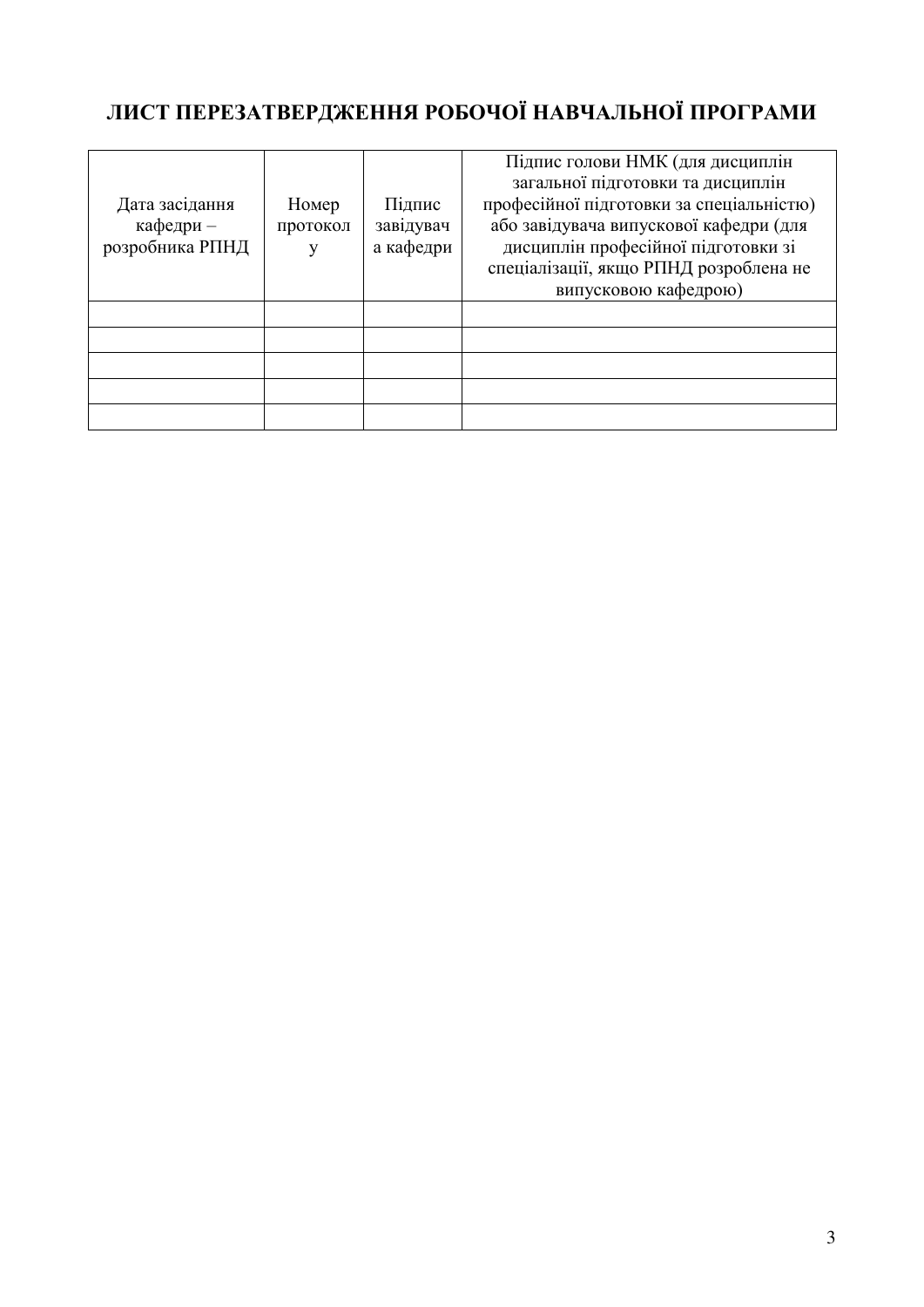## ЛИСТ ПЕРЕЗАТВЕРДЖЕННЯ РОБОЧОЇ НАВЧАЛЬНОЇ ПРОГРАМИ

| Дата засідання кафедри – розробника РПНД | Номер протоколу | Підпис завідувача кафедри | Підпис голови НМК (для дисциплін загальної підготовки та дисциплін професійної підготовки за спеціальністю) або завідувача випускової кафедри (для дисциплін професійної підготовки зі спеціалізації, якщо РПНД розроблена не випусковою кафедрою) |
|---|---|---|---|
| | | | |
| | | | |
| | | | |
| | | | |
| | | | |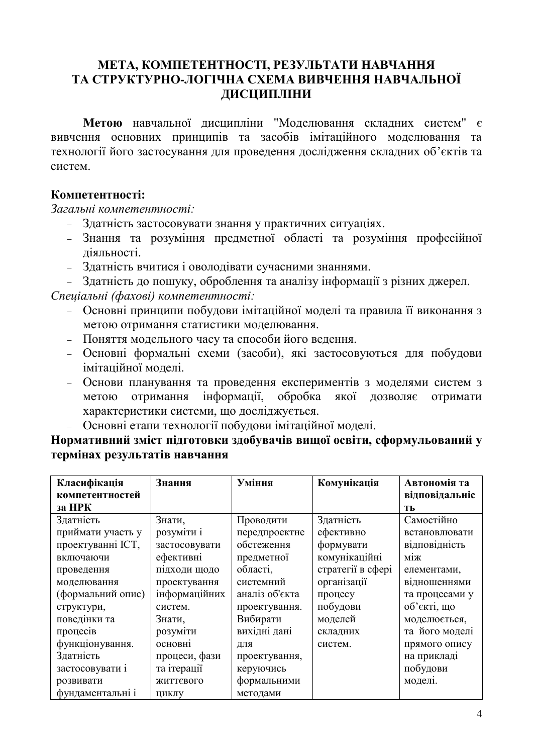## МЕТА, КОМПЕТЕНТНОСТІ, РЕЗУЛЬТАТИ НАВЧАННЯ ТА СТРУКТУРНО-ЛОГІЧНА СХЕМА ВИВЧЕННЯ НАВЧАЛЬНОЇ ДИСЦИПЛІНИ

**Метою** навчальної дисципліни "Моделювання складних систем" є вивчення основних принципів та засобів імітаційного моделювання та технології його застосування для проведення дослідження складних об'єктів та систем.

**Компетентності:**

*Загальні компетентності:*

- Здатність застосовувати знання у практичних ситуаціях.
- Знання та розуміння предметної області та розуміння професійної діяльності.
- Здатність вчитися і оволодівати сучасними знаннями.
- Здатність до пошуку, оброблення та аналізу інформації з різних джерел.

*Спеціальні (фахові) компетентності:*

- Основні принципи побудови імітаційної моделі та правила її виконання з метою отримання статистики моделювання.
- Поняття модельного часу та способи його ведення.
- Основні формальні схеми (засоби), які застосовуються для побудови імітаційної моделі.
- Основи планування та проведення експериментів з моделями систем з метою отримання інформації, обробка якої дозволяє отримати характеристики системи, що досліджується.
- Основні етапи технології побудови імітаційної моделі.

**Нормативний зміст підготовки здобувачів вищої освіти, сформульований у термінах результатів навчання**

| **Класифікація компетентностей за НРК** | **Знання** | **Уміння** | **Комунікація** | **Автономія та відповідальність** |
|---|---|---|---|---|
| Здатність приймати участь у проектуванні ІСТ, включаючи проведення моделювання (формальний опис) структури, поведінки та процесів функціонування. Здатність застосовувати і розвивати фундаментальні і | Знати, розуміти і застосовувати ефективні підходи щодо проектування інформаційних систем. Знати, розуміти основні процеси, фази та ітерації життєвого циклу | Проводити передпроектне обстеження предметної області, системний аналіз об'єкта проектування. Вибирати вихідні дані для проектування, керуючись формальними методами | Здатність ефективно формувати комунікаційні стратегії в сфері організації процесу побудови моделей складних систем. | Самостійно встановлювати відповідність між елементами, відношеннями та процесами у об'єкті, що моделюється, та його моделі прямого опису на прикладі побудови моделі. |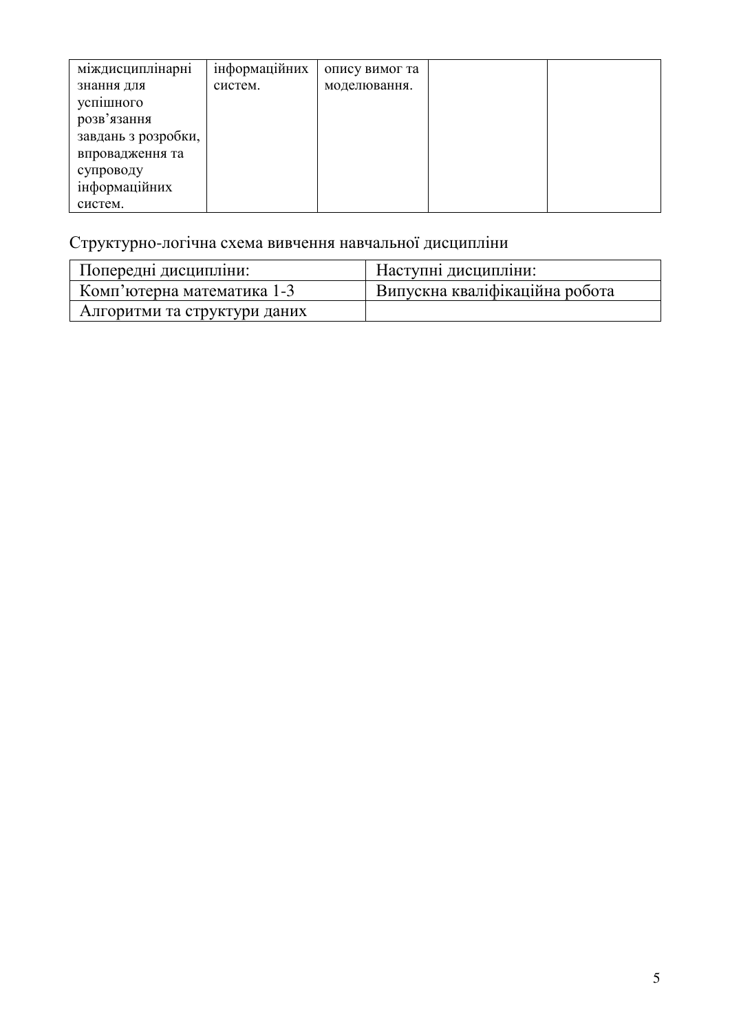| міждисциплінарні знання для успішного розв’язання завдань з розробки, впровадження та супроводу інформаційних систем. | інформаційних систем. | опису вимог та моделювання. | | |
|---|---|---|---|---|

Структурно-логічна схема вивчення навчальної дисципліни

| Попередні дисципліни: | Наступні дисципліни: |
|---|---|
| Комп’ютерна математика 1-3 | Випускна кваліфікаційна робота |
| Алгоритми та структури даних | |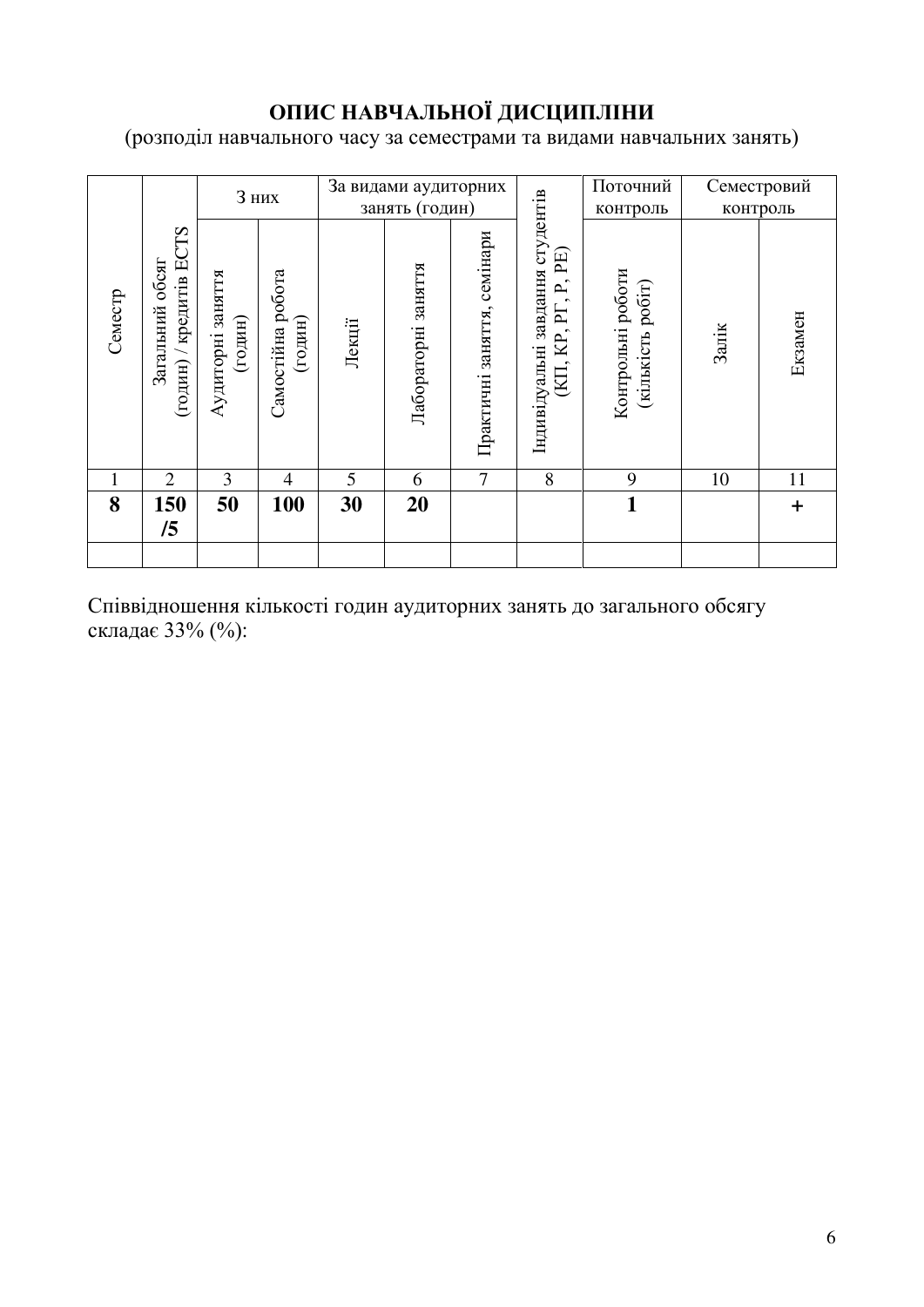# ОПИС НАВЧАЛЬНОЇ ДИСЦИПЛІНИ

(розподіл навчального часу за семестрами та видами навчальних занять)

| Семестр | Загальний обсяг (годин) / кредитів ECTS | З них | | За видами аудиторних занять (годин) | | | Індивідуальні завдання студентів (КП, КР, РГ, Р, РЕ) | Поточний контроль | Семестровий контроль | |
|---|---|---|---|---|---|---|---|---|---|---|
| | | Аудиторні заняття (годин) | Самостійна робота (годин) | Лекції | Лабораторні заняття | Практичні заняття, семінари | | Контрольні роботи (кількість робіт) | Залік | Екзамен |
| 1 | 2 | 3 | 4 | 5 | 6 | 7 | 8 | 9 | 10 | 11 |
| **8** | **150 /5** | **50** | **100** | **30** | **20** | | | **1** | | **+** |
| | | | | | | | | | | |

Співвідношення кількості годин аудиторних занять до загального обсягу складає 33% (%):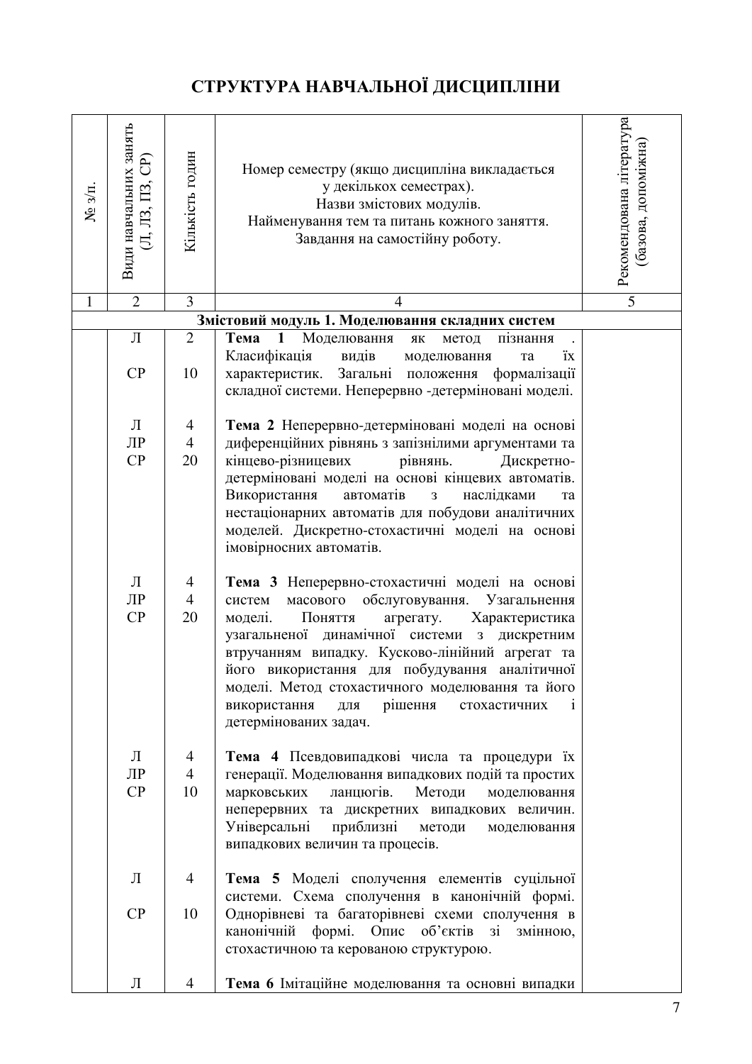# СТРУКТУРА НАВЧАЛЬНОЇ ДИСЦИПЛІНИ

| № з/п. | Види навчальних занять (Л, ЛЗ, ПЗ, СР) | Кількість годин | Номер семестру (якщо дисципліна викладається у декількох семестрах). Назви змістових модулів. Найменування тем та питань кожного заняття. Завдання на самостійну роботу. | Рекомендована література (базова, допоміжна) |
|---|---|---|---|---|
| 1 | 2 | 3 | 4 | 5 |
| | | | **Змістовий модуль 1. Моделювання складних систем** | |
| | Л<br>СР | 2<br>10 | **Тема 1** Моделювання як метод пізнання . Класифікація видів моделювання та їх характеристик. Загальні положення формалізації складної системи. Неперервно -детерміновані моделі. | |
| | Л<br>ЛР<br>СР | 4<br>4<br>20 | **Тема 2** Неперервно-детерміновані моделі на основі диференційних рівнянь з запізнілими аргументами та кінцево-різницевих рівнянь. Дискретно-детерміновані моделі на основі кінцевих автоматів. Використання автоматів з наслідками та нестаціонарних автоматів для побудови аналітичних моделей. Дискретно-стохастичні моделі на основі імовірносних автоматів. | |
| | Л<br>ЛР<br>СР | 4<br>4<br>20 | **Тема 3** Неперервно-стохастичні моделі на основі систем масового обслуговування. Узагальнення моделі. Поняття агрегату. Характеристика узагальненої динамічної системи з дискретним втручанням випадку. Кусково-лінійний агрегат та його використання для побудування аналітичної моделі. Метод стохастичного моделювання та його використання для рішення стохастичних і детермінованих задач. | |
| | Л<br>ЛР<br>СР | 4<br>4<br>10 | **Тема 4** Псевдовипадкові числа та процедури їх генерації. Моделювання випадкових подій та простих марковських ланцюгів. Методи моделювання неперервних та дискретних випадкових величин. Універсальні приблизні методи моделювання випадкових величин та процесів. | |
| | Л<br>СР | 4<br>10 | **Тема 5** Моделі сполучення елементів суцільної системи. Схема сполучення в канонічній формі. Однорівневі та багаторівневі схеми сполучення в канонічній формі. Опис об'єктів зі змінною, стохастичною та керованою структурою. | |
| | Л | 4 | **Тема 6** Імітаційне моделювання та основні випадки | |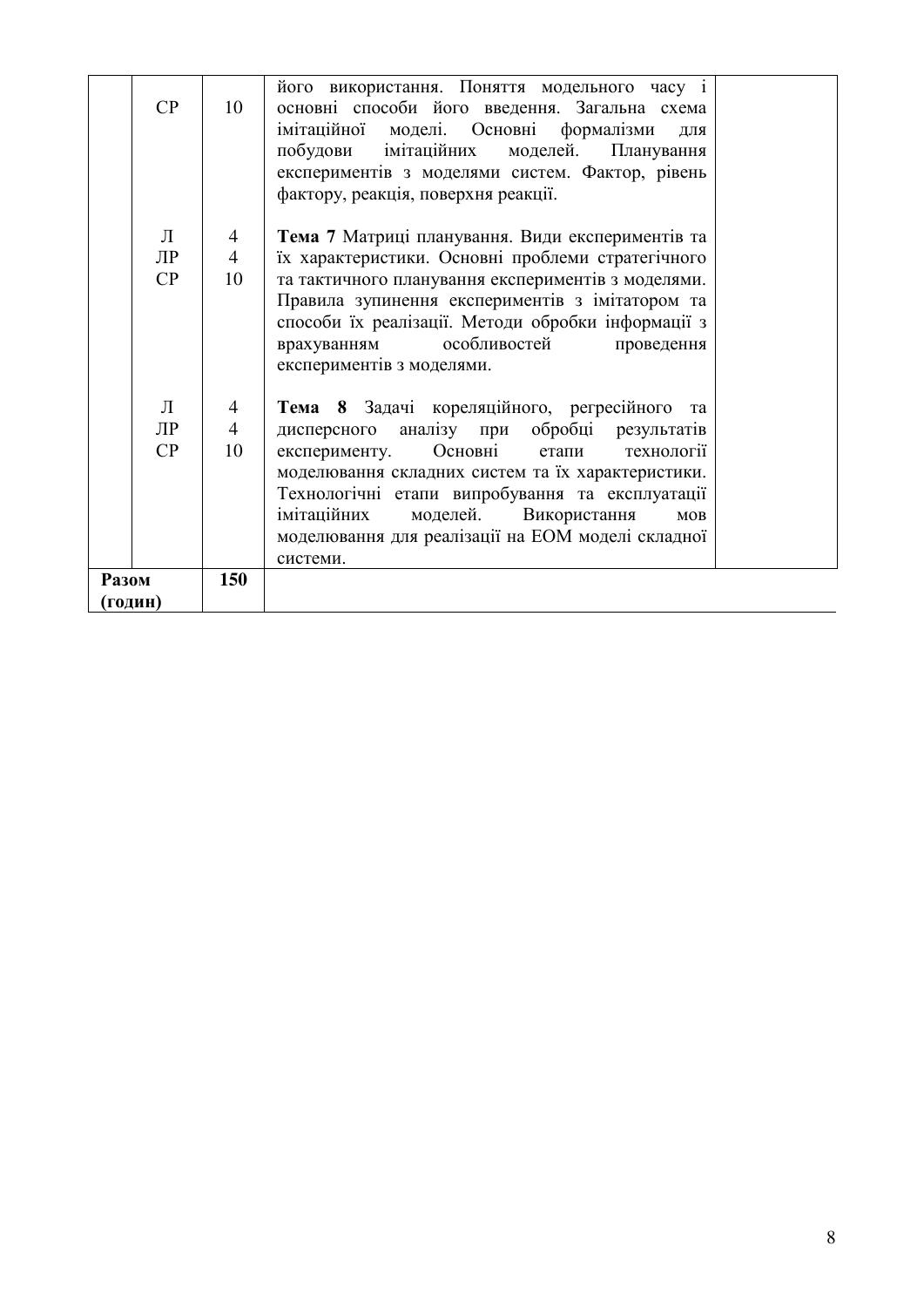| | | | | |
|---|---|---|---|---|
| | СР | 10 | його використання. Поняття модельного часу і основні способи його введення. Загальна схема імітаційної моделі. Основні формалізми для побудови імітаційних моделей. Планування експериментів з моделями систем. Фактор, рівень фактору, реакція, поверхня реакції. | |
| | Л<br>ЛР<br>СР | 4<br>4<br>10 | **Тема 7** Матриці планування. Види експериментів та їх характеристики. Основні проблеми стратегічного та тактичного планування експериментів з моделями. Правила зупинення експериментів з імітатором та способи їх реалізації. Методи обробки інформації з врахуванням особливостей проведення експериментів з моделями. | |
| | Л<br>ЛР<br>СР | 4<br>4<br>10 | **Тема 8** Задачі кореляційного, регресійного та дисперсного аналізу при обробці результатів експерименту. Основні етапи технології моделювання складних систем та їх характеристики. Технологічні етапи випробування та експлуатації імітаційних моделей. Використання мов моделювання для реалізації на ЕОМ моделі складної системи. | |
| **Разом (годин)** | | **150** | | |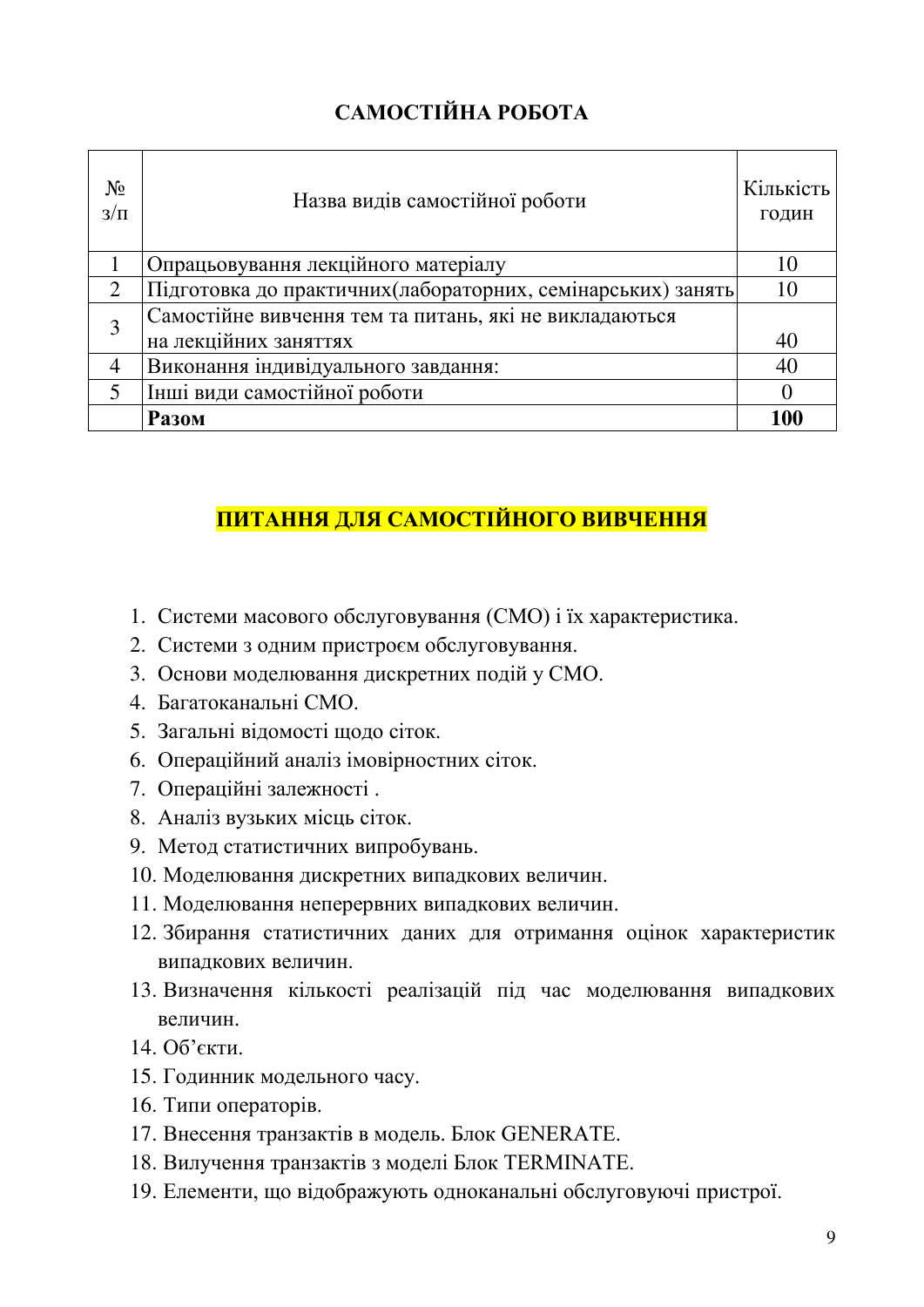## САМОСТІЙНА РОБОТА

| № з/п | Назва видів самостійної роботи | Кількість годин |
|---|---|---|
| 1 | Опрацьовування лекційного матеріалу | 10 |
| 2 | Підготовка до практичних(лабораторних, семінарських) занять | 10 |
| 3 | Самостійне вивчення тем та питань, які не викладаються на лекційних заняттях | 40 |
| 4 | Виконання індивідуального завдання: | 40 |
| 5 | Інші види самостійної роботи | 0 |
| | **Разом** | **100** |

## ПИТАННЯ ДЛЯ САМОСТІЙНОГО ВИВЧЕННЯ

1. Системи масового обслуговування (СМО) і їх характеристика.
2. Системи з одним пристроєм обслуговування.
3. Основи моделювання дискретних подій у СМО.
4. Багатоканальні СМО.
5. Загальні відомості щодо сіток.
6. Операційний аналіз імовірностних сіток.
7. Операційні залежності .
8. Аналіз вузьких місць сіток.
9. Метод статистичних випробувань.
10. Моделювання дискретних випадкових величин.
11. Моделювання неперервних випадкових величин.
12. Збирання статистичних даних для отримання оцінок характеристик випадкових величин.
13. Визначення кількості реалізацій під час моделювання випадкових величин.
14. Об'єкти.
15. Годинник модельного часу.
16. Типи операторів.
17. Внесення транзактів в модель. Блок GENERATE.
18. Вилучення транзактів з моделі Блок TERMINATE.
19. Елементи, що відображують одноканальні обслуговуючі пристрої.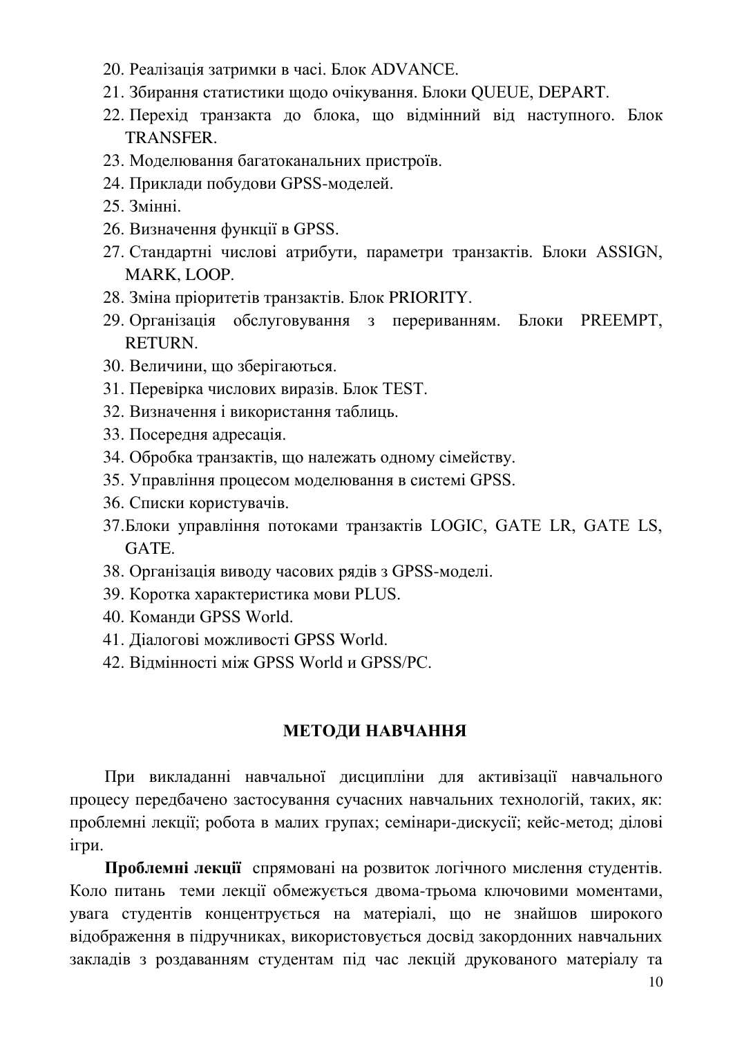20. Реалізація затримки в часі. Блок ADVANCE.
21. Збирання статистики щодо очікування. Блоки QUEUE, DEPART.
22. Перехід транзакта до блока, що відмінний від наступного. Блок TRANSFER.
23. Моделювання багатоканальних пристроїв.
24. Приклади побудови GPSS-моделей.
25. Змінні.
26. Визначення функції в GPSS.
27. Стандартні числові атрибути, параметри транзактів. Блоки ASSIGN, MARK, LOOP.
28. Зміна пріоритетів транзактів. Блок PRIORITY.
29. Організація обслуговування з перериванням. Блоки PREEMPT, RETURN.
30. Величини, що зберігаються.
31. Перевірка числових виразів. Блок TEST.
32. Визначення і використання таблиць.
33. Посередня адресація.
34. Обробка транзактів, що належать одному сімейству.
35. Управління процесом моделювання в системі GPSS.
36. Списки користувачів.
37. Блоки управління потоками транзактів LOGIC, GATE LR, GATE LS, GATE.
38. Організація виводу часових рядів з GPSS-моделі.
39. Коротка характеристика мови PLUS.
40. Команди GPSS World.
41. Діалогові можливості GPSS World.
42. Відмінності між GPSS World и GPSS/PC.

## МЕТОДИ НАВЧАННЯ

При викладанні навчальної дисципліни для активізації навчального процесу передбачено застосування сучасних навчальних технологій, таких, як: проблемні лекції; робота в малих групах; семінари-дискусії; кейс-метод; ділові ігри.

**Проблемні лекції** спрямовані на розвиток логічного мислення студентів. Коло питань теми лекції обмежується двома-трьома ключовими моментами, увага студентів концентрується на матеріалі, що не знайшов широкого відображення в підручниках, використовується досвід закордонних навчальних закладів з роздаванням студентам під час лекцій друкованого матеріалу та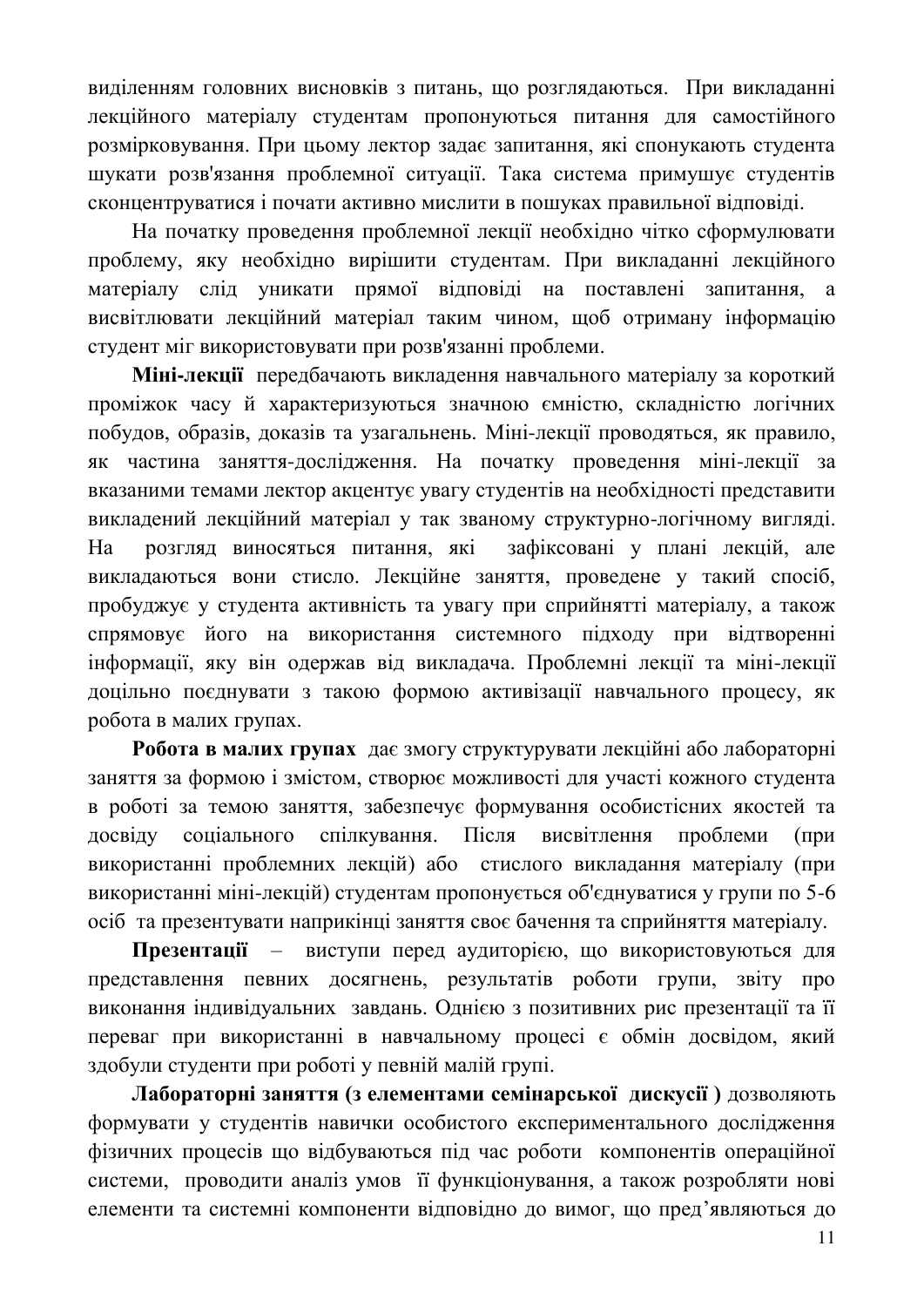виділенням головних висновків з питань, що розглядаються. При викладанні лекційного матеріалу студентам пропонуються питання для самостійного розмірковування. При цьому лектор задає запитання, які спонукають студента шукати розв'язання проблемної ситуації. Така система примушує студентів сконцентруватися і почати активно мислити в пошуках правильної відповіді.

На початку проведення проблемної лекції необхідно чітко сформулювати проблему, яку необхідно вирішити студентам. При викладанні лекційного матеріалу слід уникати прямої відповіді на поставлені запитання, а висвітлювати лекційний матеріал таким чином, щоб отриману інформацію студент міг використовувати при розв'язанні проблеми.

**Міні-лекції** передбачають викладення навчального матеріалу за короткий проміжок часу й характеризуються значною ємністю, складністю логічних побудов, образів, доказів та узагальнень. Міні-лекції проводяться, як правило, як частина заняття-дослідження. На початку проведення міні-лекції за вказаними темами лектор акцентує увагу студентів на необхідності представити викладений лекційний матеріал у так званому структурно-логічному вигляді. На розгляд виносяться питання, які зафіксовані у плані лекцій, але викладаються вони стисло. Лекційне заняття, проведене у такий спосіб, пробуджує у студента активність та увагу при сприйнятті матеріалу, а також спрямовує його на використання системного підходу при відтворенні інформації, яку він одержав від викладача. Проблемні лекції та міні-лекції доцільно поєднувати з такою формою активізації навчального процесу, як робота в малих групах.

**Робота в малих групах** дає змогу структурувати лекційні або лабораторні заняття за формою і змістом, створює можливості для участі кожного студента в роботі за темою заняття, забезпечує формування особистісних якостей та досвіду соціального спілкування. Після висвітлення проблеми (при використанні проблемних лекцій) або стислого викладання матеріалу (при використанні міні-лекцій) студентам пропонується об'єднуватися у групи по 5-6 осіб та презентувати наприкінці заняття своє бачення та сприйняття матеріалу.

**Презентації** – виступи перед аудиторією, що використовуються для представлення певних досягнень, результатів роботи групи, звіту про виконання індивідуальних завдань. Однією з позитивних рис презентації та її переваг при використанні в навчальному процесі є обмін досвідом, який здобули студенти при роботі у певній малій групі.

**Лабораторні заняття (з елементами семінарської дискусії )** дозволяють формувати у студентів навички особистого експериментального дослідження фізичних процесів що відбуваються під час роботи компонентів операційної системи, проводити аналіз умов її функціонування, а також розробляти нові елементи та системні компоненти відповідно до вимог, що пред'являються до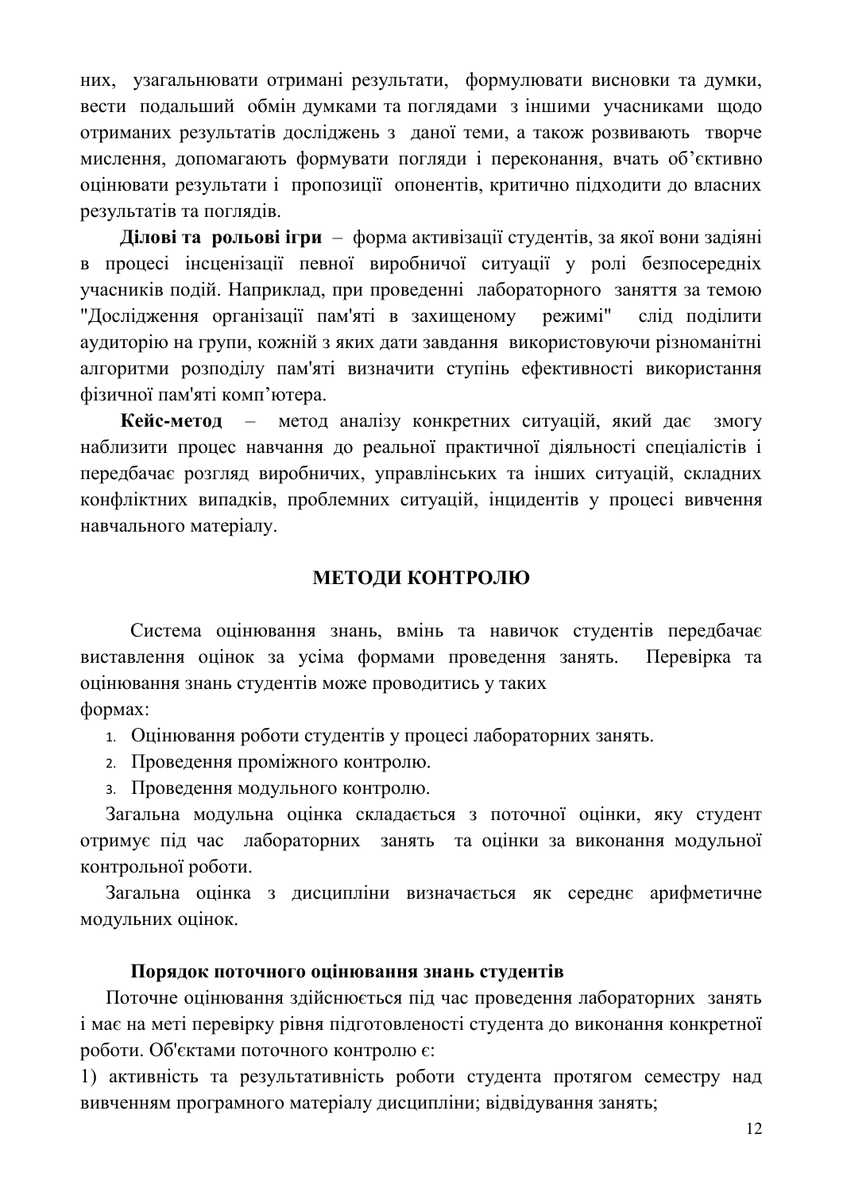них, узагальнювати отримані результати, формулювати висновки та думки, вести подальший обмін думками та поглядами з іншими учасниками щодо отриманих результатів досліджень з даної теми, а також розвивають творче мислення, допомагають формувати погляди і переконання, вчать об'єктивно оцінювати результати і пропозиції опонентів, критично підходити до власних результатів та поглядів.

**Ділові та рольові ігри** – форма активізації студентів, за якої вони задіяні в процесі інсценізації певної виробничої ситуації у ролі безпосередніх учасників подій. Наприклад, при проведенні лабораторного заняття за темою "Дослідження організації пам'яті в захищеному режимі" слід поділити аудиторію на групи, кожній з яких дати завдання використовуючи різноманітні алгоритми розподілу пам'яті визначити ступінь ефективності використання фізичної пам'яті комп'ютера.

**Кейс-метод** – метод аналізу конкретних ситуацій, який дає змогу наблизити процес навчання до реальної практичної діяльності спеціалістів і передбачає розгляд виробничих, управлінських та інших ситуацій, складних конфліктних випадків, проблемних ситуацій, інцидентів у процесі вивчення навчального матеріалу.

## МЕТОДИ КОНТРОЛЮ

Система оцінювання знань, вмінь та навичок студентів передбачає виставлення оцінок за усіма формами проведення занять. Перевірка та оцінювання знань студентів може проводитись у таких формах:

1. Оцінювання роботи студентів у процесі лабораторних занять.
2. Проведення проміжного контролю.
3. Проведення модульного контролю.

Загальна модульна оцінка складається з поточної оцінки, яку студент отримує під час лабораторних занять та оцінки за виконання модульної контрольної роботи.

Загальна оцінка з дисципліни визначається як середнє арифметичне модульних оцінок.

### Порядок поточного оцінювання знань студентів

Поточне оцінювання здійснюється під час проведення лабораторних занять і має на меті перевірку рівня підготовленості студента до виконання конкретної роботи. Об'єктами поточного контролю є:

1) активність та результативність роботи студента протягом семестру над вивченням програмного матеріалу дисципліни; відвідування занять;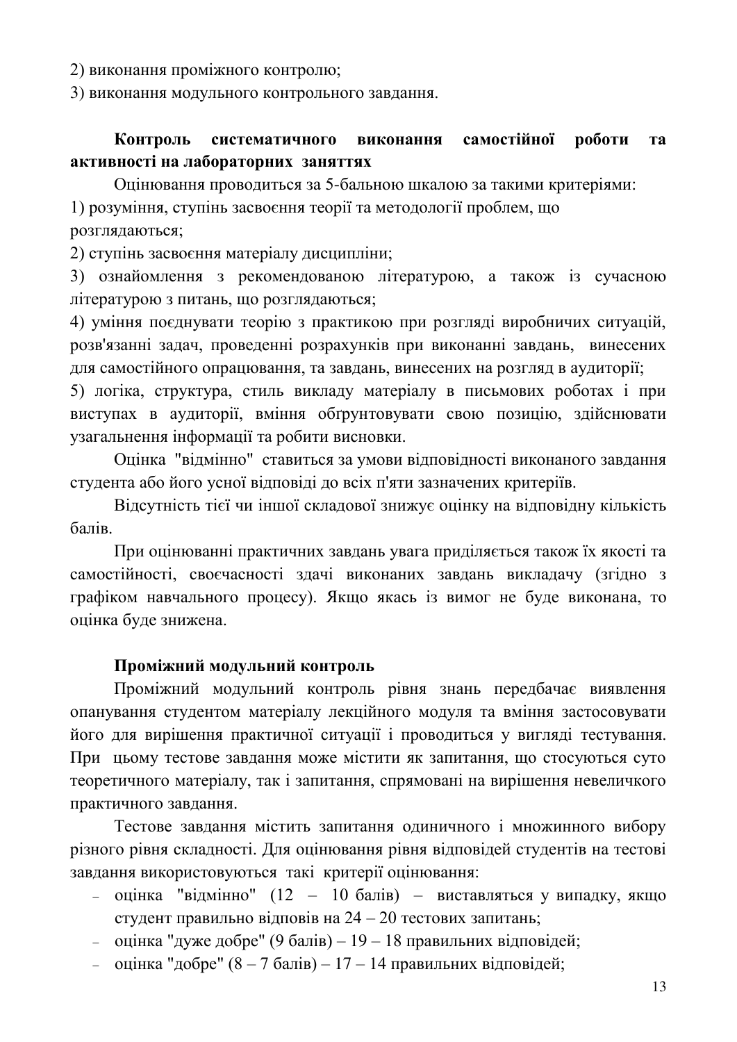2) виконання проміжного контролю;

3) виконання модульного контрольного завдання.

**Контроль систематичного виконання самостійної роботи та активності на лабораторних заняттях**

Оцінювання проводиться за 5-бальною шкалою за такими критеріями:

1) розуміння, ступінь засвоєння теорії та методології проблем, що розглядаються;

2) ступінь засвоєння матеріалу дисципліни;

3) ознайомлення з рекомендованою літературою, а також із сучасною літературою з питань, що розглядаються;

4) уміння поєднувати теорію з практикою при розгляді виробничих ситуацій, розв'язанні задач, проведенні розрахунків при виконанні завдань, винесених для самостійного опрацювання, та завдань, винесених на розгляд в аудиторії;

5) логіка, структура, стиль викладу матеріалу в письмових роботах і при виступах в аудиторії, вміння обґрунтовувати свою позицію, здійснювати узагальнення інформації та робити висновки.

Оцінка "відмінно" ставиться за умови відповідності виконаного завдання студента або його усної відповіді до всіх п'яти зазначених критеріїв.

Відсутність тієї чи іншої складової знижує оцінку на відповідну кількість балів.

При оцінюванні практичних завдань увага приділяється також їх якості та самостійності, своєчасності здачі виконаних завдань викладачу (згідно з графіком навчального процесу). Якщо якась із вимог не буде виконана, то оцінка буде знижена.

**Проміжний модульний контроль**

Проміжний модульний контроль рівня знань передбачає виявлення опанування студентом матеріалу лекційного модуля та вміння застосовувати його для вирішення практичної ситуації і проводиться у вигляді тестування. При цьому тестове завдання може містити як запитання, що стосуються суто теоретичного матеріалу, так і запитання, спрямовані на вирішення невеличкого практичного завдання.

Тестове завдання містить запитання одиничного і множинного вибору різного рівня складності. Для оцінювання рівня відповідей студентів на тестові завдання використовуються такі критерії оцінювання:

- оцінка "відмінно" (12 – 10 балів) – виставляться у випадку, якщо студент правильно відповів на 24 – 20 тестових запитань;
- оцінка "дуже добре" (9 балів) – 19 – 18 правильних відповідей;
- оцінка "добре" (8 – 7 балів) – 17 – 14 правильних відповідей;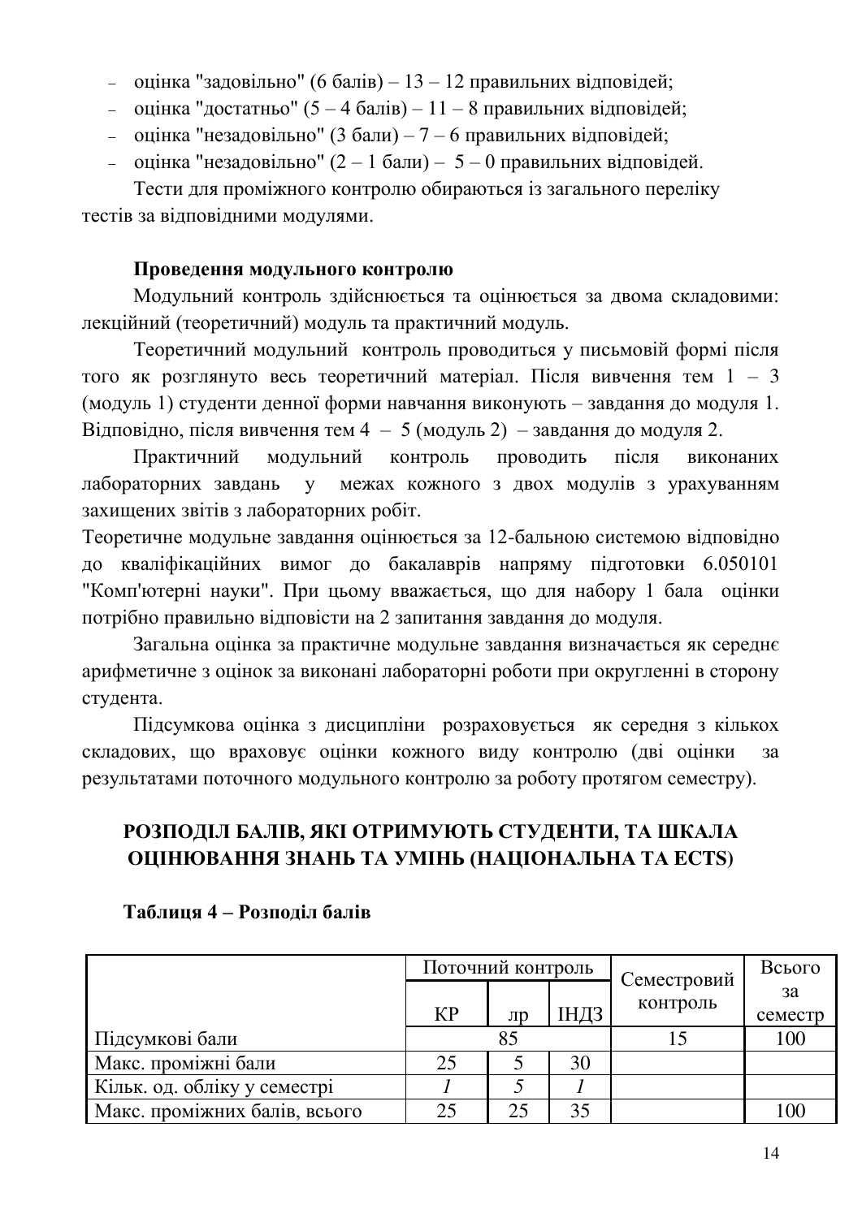- оцінка "задовільно" (6 балів) – 13 – 12 правильних відповідей;
- оцінка "достатньо" (5 – 4 балів) – 11 – 8 правильних відповідей;
- оцінка "незадовільно" (3 бали) – 7 – 6 правильних відповідей;
- оцінка "незадовільно" (2 – 1 бали) – 5 – 0 правильних відповідей.

Тести для проміжного контролю обираються із загального переліку тестів за відповідними модулями.

**Проведення модульного контролю**

Модульний контроль здійснюється та оцінюється за двома складовими: лекційний (теоретичний) модуль та практичний модуль.

Теоретичний модульний контроль проводиться у письмовій формі після того як розглянуто весь теоретичний матеріал. Після вивчення тем 1 – 3 (модуль 1) студенти денної форми навчання виконують – завдання до модуля 1. Відповідно, після вивчення тем 4 – 5 (модуль 2) – завдання до модуля 2.

Практичний модульний контроль проводить після виконаних лабораторних завдань у межах кожного з двох модулів з урахуванням захищених звітів з лабораторних робіт.

Теоретичне модульне завдання оцінюється за 12-бальною системою відповідно до кваліфікаційних вимог до бакалаврів напряму підготовки 6.050101 "Комп'ютерні науки". При цьому вважається, що для набору 1 бала оцінки потрібно правильно відповісти на 2 запитання завдання до модуля.

Загальна оцінка за практичне модульне завдання визначається як середнє арифметичне з оцінок за виконані лабораторні роботи при округленні в сторону студента.

Підсумкова оцінка з дисципліни розраховується як середня з кількох складових, що враховує оцінки кожного виду контролю (дві оцінки за результатами поточного модульного контролю за роботу протягом семестру).

## РОЗПОДІЛ БАЛІВ, ЯКІ ОТРИМУЮТЬ СТУДЕНТИ, ТА ШКАЛА ОЦІНЮВАННЯ ЗНАНЬ ТА УМІНЬ (НАЦІОНАЛЬНА ТА ECTS)

**Таблиця 4 – Розподіл балів**

| | Поточний контроль | | | Семестровий контроль | Всього за семестр |
|---|---|---|---|---|---|
| | КР | лр | ІНДЗ | | |
| Підсумкові бали | 85 | | | 15 | 100 |
| Макс. проміжні бали | 25 | 5 | 30 | | |
| Кільк. од. обліку у семестрі | *1* | *5* | *1* | | |
| Макс. проміжних балів, всього | 25 | 25 | 35 | | 100 |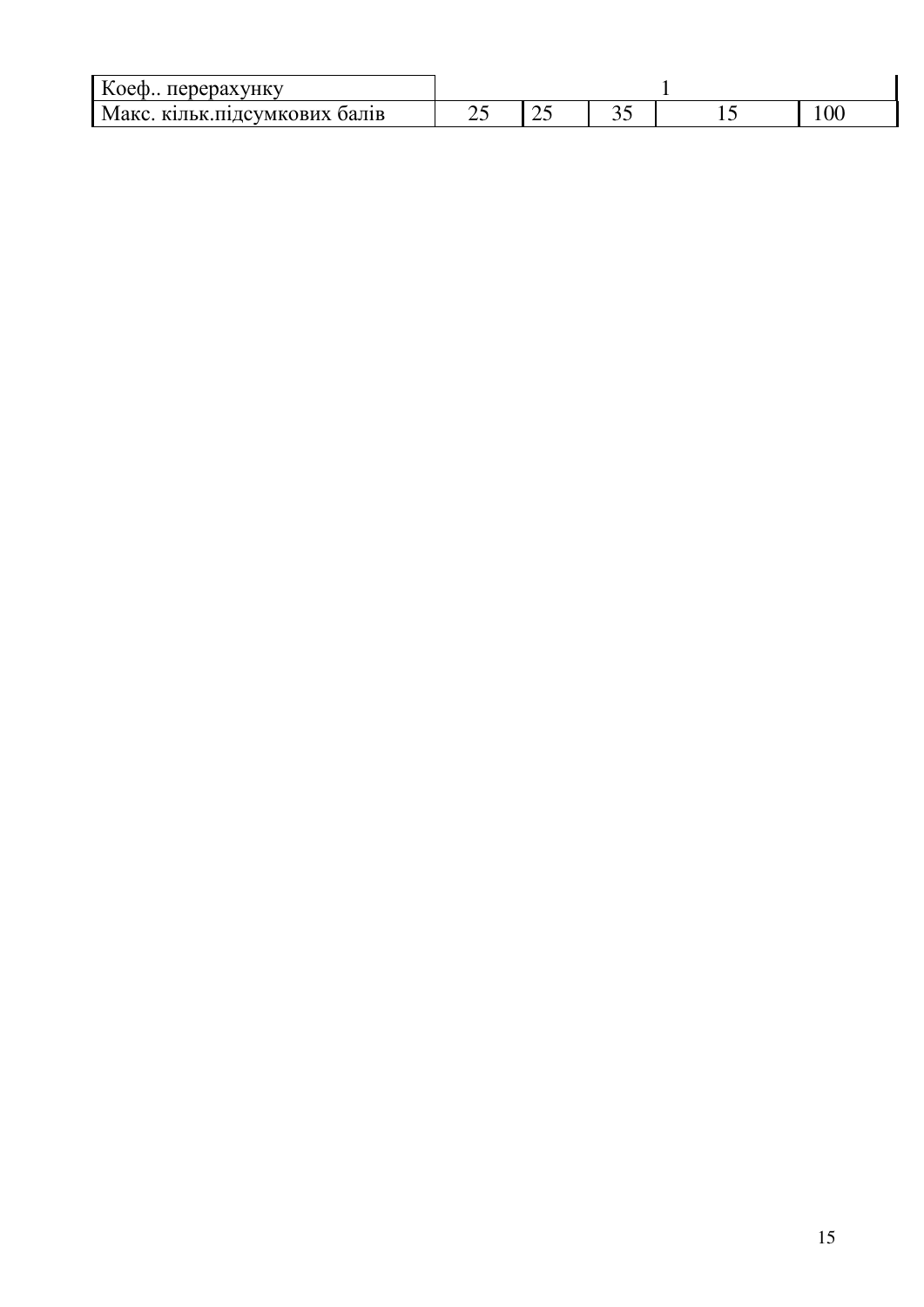| Коеф.. перерахунку | 1 | | | | |
|---|---|---|---|---|---|
| Макс. кільк.підсумкових балів | 25 | 25 | 35 | 15 | 100 |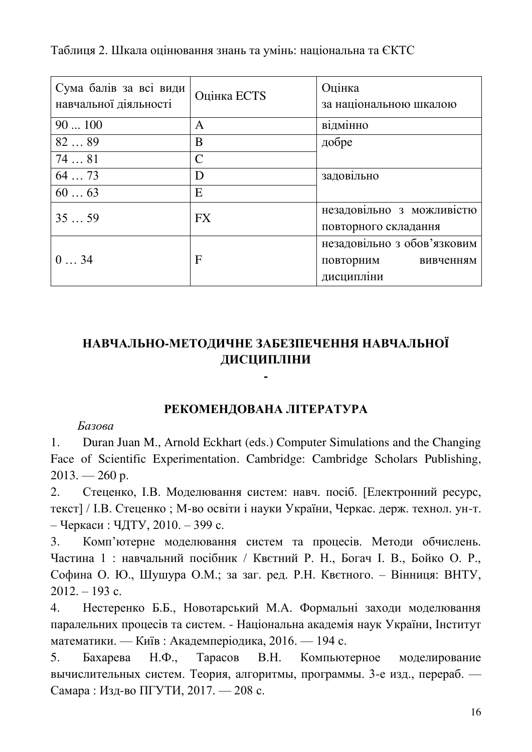Таблиця 2. Шкала оцінювання знань та умінь: національна та ЄКТС

| Сума балів за всі види навчальної діяльності | Оцінка ECTS | Оцінка за національною шкалою |
|---|---|---|
| 90 ... 100 | A | відмінно |
| 82 … 89 | B | добре |
| 74 … 81 | C | |
| 64 … 73 | D | задовільно |
| 60 … 63 | E | |
| 35 … 59 | FX | незадовільно з можливістю повторного складання |
| 0 … 34 | F | незадовільно з обов'язковим повторним вивченням дисципліни |

## НАВЧАЛЬНО-МЕТОДИЧНЕ ЗАБЕЗПЕЧЕННЯ НАВЧАЛЬНОЇ ДИСЦИПЛІНИ

-

## РЕКОМЕНДОВАНА ЛІТЕРАТУРА

*Базова*

1. Duran Juan M., Arnold Eckhart (eds.) Computer Simulations and the Changing Face of Scientific Experimentation. Cambridge: Cambridge Scholars Publishing, 2013. — 260 p.
2. Стеценко, І.В. Моделювання систем: навч. посіб. [Електронний ресурс, текст] / І.В. Стеценко ; М-во освіти і науки України, Черкас. держ. технол. ун-т. – Черкаси : ЧДТУ, 2010. – 399 с.
3. Комп'ютерне моделювання систем та процесів. Методи обчислень. Частина 1 : навчальний посібник / Квєтний Р. Н., Богач І. В., Бойко О. Р., Софина О. Ю., Шушура О.М.; за заг. ред. Р.Н. Квєтного. – Вінниця: ВНТУ, 2012. – 193 с.
4. Нестеренко Б.Б., Новотарський М.А. Формальні заходи моделювання паралельних процесів та систем. - Національна академія наук України, Інститут математики. — Київ : Академперіодика, 2016. — 194 с.
5. Бахарева Н.Ф., Тарасов В.Н. Компьютерное моделирование вычислительных систем. Теория, алгоритмы, программы. 3-е изд., перераб. — Самара : Изд-во ПГУТИ, 2017. — 208 с.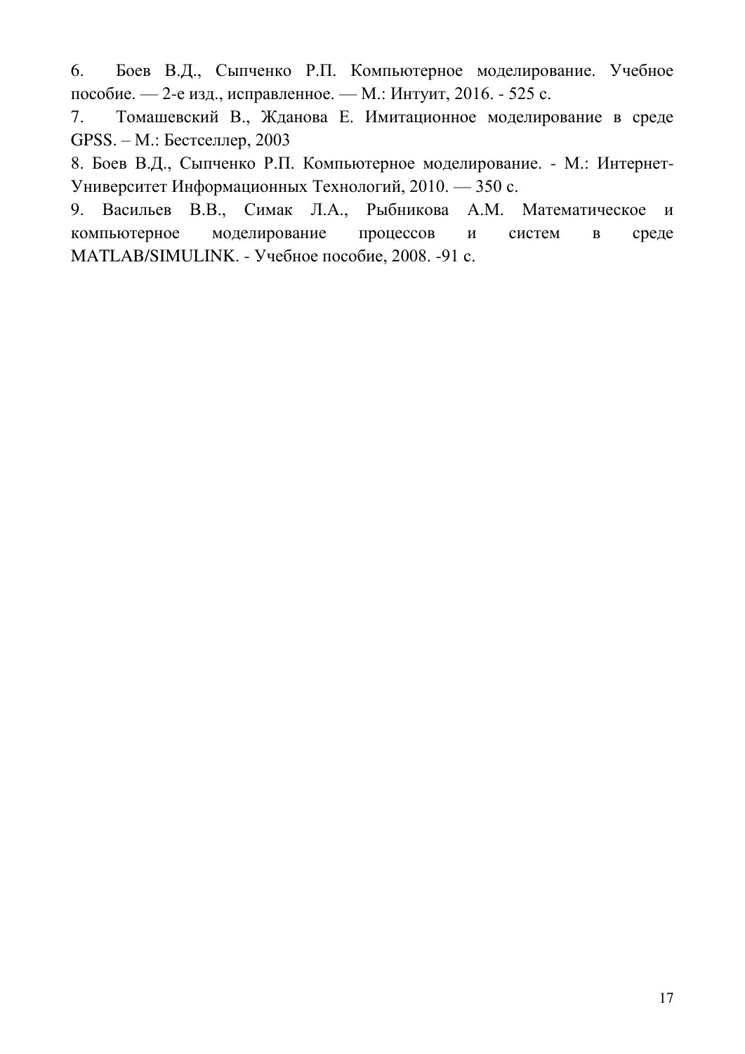6. Боев В.Д., Сыпченко Р.П. Компьютерное моделирование. Учебное пособие. — 2-е изд., исправленное. — М.: Интуит, 2016. - 525 с.
7. Томашевский В., Жданова Е. Имитационное моделирование в среде GPSS. – М.: Бестселлер, 2003
8. Боев В.Д., Сыпченко Р.П. Компьютерное моделирование. - М.: Интернет-Университет Информационных Технологий, 2010. — 350 с.
9. Васильев В.В., Симак Л.А., Рыбникова А.М. Математическое и компьютерное моделирование процессов и систем в среде MATLAB/SIMULINK. - Учебное пособие, 2008. -91 с.